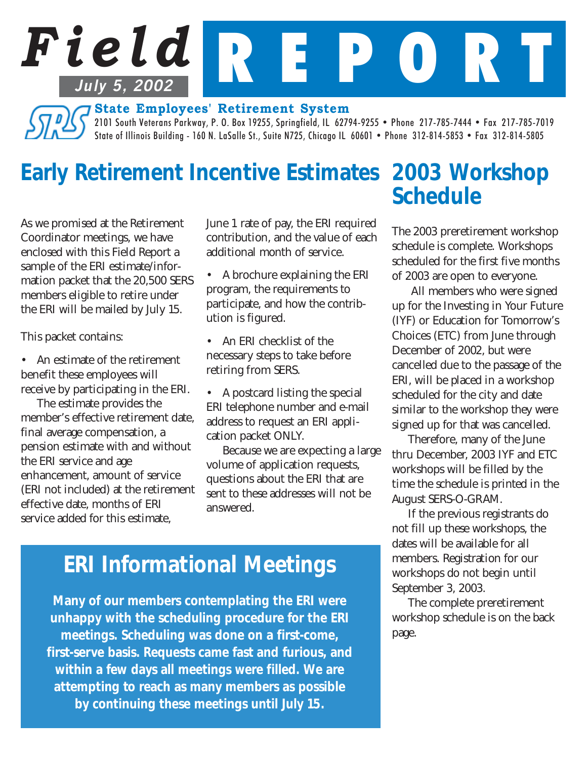# Field REPORT

*July 5, 2002*

**State Employees' Retirement System**

2101 South Veterans Parkway, P. O. Box 19255, Springfield, IL 62794-9255 • Phone 217-785-7444 • Fax 217-785-7019
State of Illinois Building - 160 N. LaSalle St., Suite N725, Chicago IL 60601 • Phone 312-814-5853 • Fax 312-814-5805

## Early Retirement Incentive Estimates

As we promised at the Retirement Coordinator meetings, we have enclosed with this Field Report a sample of the ERI estimate/information packet that the 20,500 SERS members eligible to retire under the ERI will be mailed by July 15.

This packet contains:

- An estimate of the retirement benefit these employees will receive by participating in the ERI.

  The estimate provides the member's effective retirement date, final average compensation, a pension estimate with and without the ERI service and age enhancement, amount of service (ERI not included) at the retirement effective date, months of ERI service added for this estimate, June 1 rate of pay, the ERI required contribution, and the value of each additional month of service.

- A brochure explaining the ERI program, the requirements to participate, and how the contribution is figured.

- An ERI checklist of the necessary steps to take before retiring from SERS.

- A postcard listing the special ERI telephone number and e-mail address to request an ERI application packet ONLY.

  Because we are expecting a large volume of application requests, questions about the ERI that are sent to these addresses will not be answered.

## ERI Informational Meetings

**Many of our members contemplating the ERI were unhappy with the scheduling procedure for the ERI meetings. Scheduling was done on a first-come, first-serve basis. Requests came fast and furious, and within a few days all meetings were filled. We are attempting to reach as many members as possible by continuing these meetings until July 15.**

## 2003 Workshop Schedule

The 2003 preretirement workshop schedule is complete. Workshops scheduled for the first five months of 2003 are open to everyone.

All members who were signed up for the Investing in Your Future (IYF) or Education for Tomorrow's Choices (ETC) from June through December of 2002, but were cancelled due to the passage of the ERI, will be placed in a workshop scheduled for the city and date similar to the workshop they were signed up for that was cancelled.

Therefore, many of the June thru December, 2003 IYF and ETC workshops will be filled by the time the schedule is printed in the August SERS-O-GRAM.

If the previous registrants do not fill up these workshops, the dates will be available for all members. Registration for our workshops do not begin until September 3, 2003.

The complete preretirement workshop schedule is on the back page.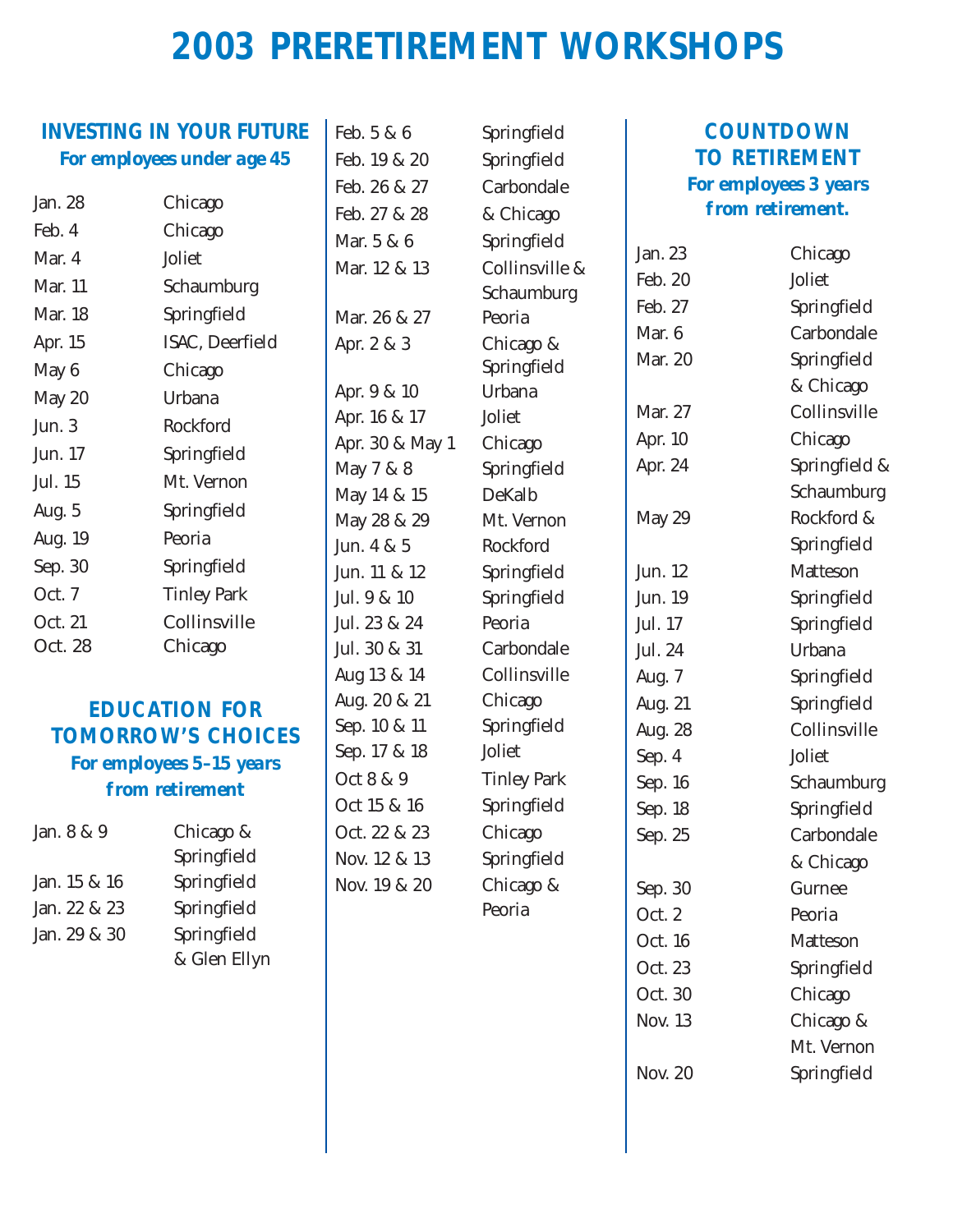# 2003 PRERETIREMENT WORKSHOPS

## INVESTING IN YOUR FUTURE

### For employees under age 45

| | |
|---|---|
| Jan. 28 | Chicago |
| Feb. 4 | Chicago |
| Mar. 4 | Joliet |
| Mar. 11 | Schaumburg |
| Mar. 18 | Springfield |
| Apr. 15 | ISAC, Deerfield |
| May 6 | Chicago |
| May 20 | Urbana |
| Jun. 3 | Rockford |
| Jun. 17 | Springfield |
| Jul. 15 | Mt. Vernon |
| Aug. 5 | Springfield |
| Aug. 19 | Peoria |
| Sep. 30 | Springfield |
| Oct. 7 | Tinley Park |
| Oct. 21 | Collinsville |
| Oct. 28 | Chicago |

## EDUCATION FOR TOMORROW'S CHOICES

### For employees 5–15 years from retirement

| | |
|---|---|
| Jan. 8 & 9 | Chicago & Springfield |
| Jan. 15 & 16 | Springfield |
| Jan. 22 & 23 | Springfield |
| Jan. 29 & 30 | Springfield & Glen Ellyn |
| Feb. 5 & 6 | Springfield |
| Feb. 19 & 20 | Springfield |
| Feb. 26 & 27 | Carbondale |
| Feb. 27 & 28 | & Chicago |
| Mar. 5 & 6 | Springfield |
| Mar. 12 & 13 | Collinsville & Schaumburg |
| Mar. 26 & 27 | Peoria |
| Apr. 2 & 3 | Chicago & Springfield |
| Apr. 9 & 10 | Urbana |
| Apr. 16 & 17 | Joliet |
| Apr. 30 & May 1 | Chicago |
| May 7 & 8 | Springfield |
| May 14 & 15 | DeKalb |
| May 28 & 29 | Mt. Vernon |
| Jun. 4 & 5 | Rockford |
| Jun. 11 & 12 | Springfield |
| Jul. 9 & 10 | Springfield |
| Jul. 23 & 24 | Peoria |
| Jul. 30 & 31 | Carbondale |
| Aug 13 & 14 | Collinsville |
| Aug. 20 & 21 | Chicago |
| Sep. 10 & 11 | Springfield |
| Sep. 17 & 18 | Joliet |
| Oct 8 & 9 | Tinley Park |
| Oct 15 & 16 | Springfield |
| Oct. 22 & 23 | Chicago |
| Nov. 12 & 13 | Springfield |
| Nov. 19 & 20 | Chicago & Peoria |

## COUNTDOWN TO RETIREMENT

### For employees 3 years from retirement.

| | |
|---|---|
| Jan. 23 | Chicago |
| Feb. 20 | Joliet |
| Feb. 27 | Springfield |
| Mar. 6 | Carbondale |
| Mar. 20 | Springfield & Chicago |
| Mar. 27 | Collinsville |
| Apr. 10 | Chicago |
| Apr. 24 | Springfield & Schaumburg |
| May 29 | Rockford & Springfield |
| Jun. 12 | Matteson |
| Jun. 19 | Springfield |
| Jul. 17 | Springfield |
| Jul. 24 | Urbana |
| Aug. 7 | Springfield |
| Aug. 21 | Springfield |
| Aug. 28 | Collinsville |
| Sep. 4 | Joliet |
| Sep. 16 | Schaumburg |
| Sep. 18 | Springfield |
| Sep. 25 | Carbondale & Chicago |
| Sep. 30 | Gurnee |
| Oct. 2 | Peoria |
| Oct. 16 | Matteson |
| Oct. 23 | Springfield |
| Oct. 30 | Chicago |
| Nov. 13 | Chicago & Mt. Vernon |
| Nov. 20 | Springfield |